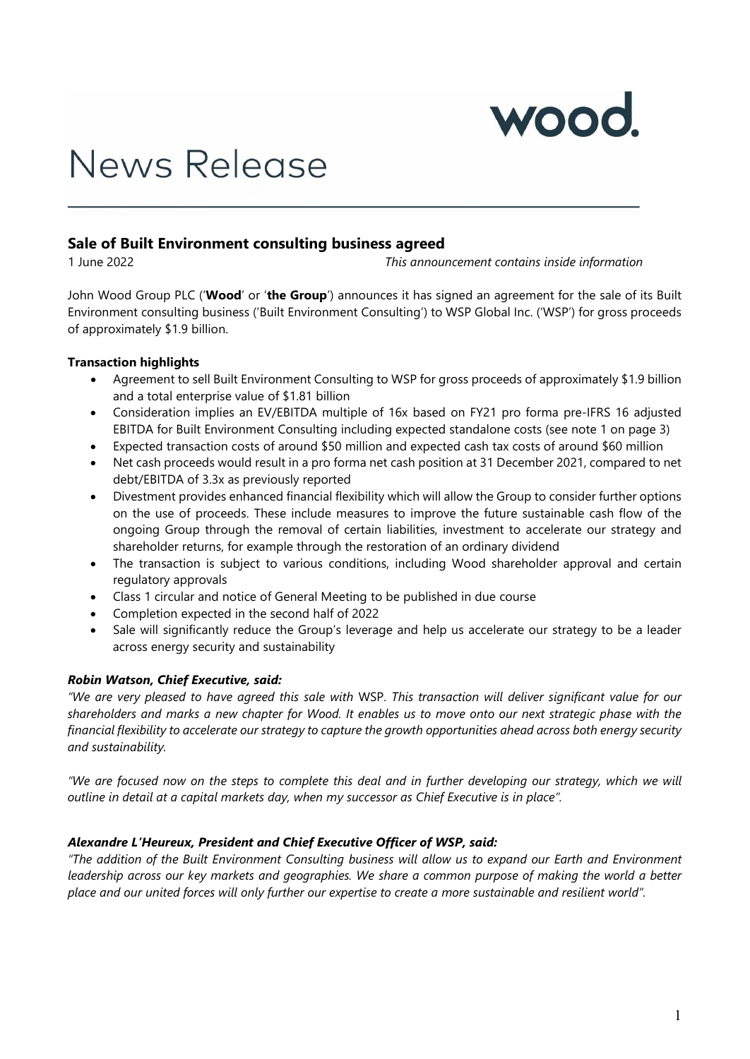# News Release

## Sale of Built Environment consulting business agreed

1 June 2022 *This announcement contains inside information*

John Wood Group PLC ('**Wood**' or '**the Group**') announces it has signed an agreement for the sale of its Built Environment consulting business ('Built Environment Consulting') to WSP Global Inc. ('WSP') for gross proceeds of approximately $1.9 billion.

**Transaction highlights**

- Agreement to sell Built Environment Consulting to WSP for gross proceeds of approximately $1.9 billion and a total enterprise value of $1.81 billion
- Consideration implies an EV/EBITDA multiple of 16x based on FY21 pro forma pre-IFRS 16 adjusted EBITDA for Built Environment Consulting including expected standalone costs (see note 1 on page 3)
- Expected transaction costs of around $50 million and expected cash tax costs of around $60 million
- Net cash proceeds would result in a pro forma net cash position at 31 December 2021, compared to net debt/EBITDA of 3.3x as previously reported
- Divestment provides enhanced financial flexibility which will allow the Group to consider further options on the use of proceeds. These include measures to improve the future sustainable cash flow of the ongoing Group through the removal of certain liabilities, investment to accelerate our strategy and shareholder returns, for example through the restoration of an ordinary dividend
- The transaction is subject to various conditions, including Wood shareholder approval and certain regulatory approvals
- Class 1 circular and notice of General Meeting to be published in due course
- Completion expected in the second half of 2022
- Sale will significantly reduce the Group's leverage and help us accelerate our strategy to be a leader across energy security and sustainability

***Robin Watson, Chief Executive, said:***

*"We are very pleased to have agreed this sale with* WSP. *This transaction will deliver significant value for our shareholders and marks a new chapter for Wood. It enables us to move onto our next strategic phase with the financial flexibility to accelerate our strategy to capture the growth opportunities ahead across both energy security and sustainability.*

*"We are focused now on the steps to complete this deal and in further developing our strategy, which we will outline in detail at a capital markets day, when my successor as Chief Executive is in place".*

***Alexandre L'Heureux, President and Chief Executive Officer of WSP, said:***

*"The addition of the Built Environment Consulting business will allow us to expand our Earth and Environment leadership across our key markets and geographies. We share a common purpose of making the world a better place and our united forces will only further our expertise to create a more sustainable and resilient world".*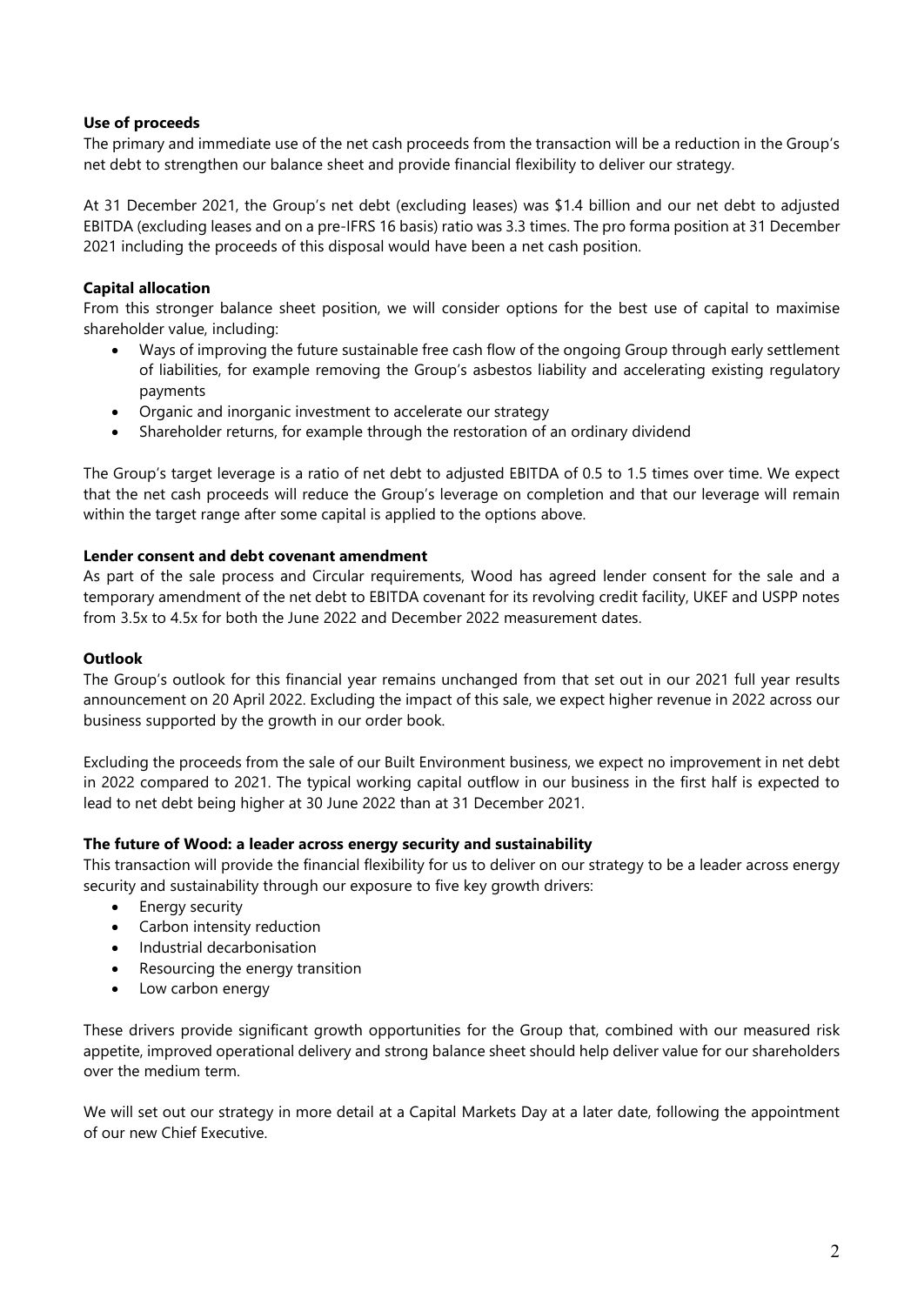**Use of proceeds**

The primary and immediate use of the net cash proceeds from the transaction will be a reduction in the Group's net debt to strengthen our balance sheet and provide financial flexibility to deliver our strategy.

At 31 December 2021, the Group's net debt (excluding leases) was $1.4 billion and our net debt to adjusted EBITDA (excluding leases and on a pre-IFRS 16 basis) ratio was 3.3 times. The pro forma position at 31 December 2021 including the proceeds of this disposal would have been a net cash position.

**Capital allocation**

From this stronger balance sheet position, we will consider options for the best use of capital to maximise shareholder value, including:

- Ways of improving the future sustainable free cash flow of the ongoing Group through early settlement of liabilities, for example removing the Group's asbestos liability and accelerating existing regulatory payments
- Organic and inorganic investment to accelerate our strategy
- Shareholder returns, for example through the restoration of an ordinary dividend

The Group's target leverage is a ratio of net debt to adjusted EBITDA of 0.5 to 1.5 times over time. We expect that the net cash proceeds will reduce the Group's leverage on completion and that our leverage will remain within the target range after some capital is applied to the options above.

**Lender consent and debt covenant amendment**

As part of the sale process and Circular requirements, Wood has agreed lender consent for the sale and a temporary amendment of the net debt to EBITDA covenant for its revolving credit facility, UKEF and USPP notes from 3.5x to 4.5x for both the June 2022 and December 2022 measurement dates.

**Outlook**

The Group's outlook for this financial year remains unchanged from that set out in our 2021 full year results announcement on 20 April 2022. Excluding the impact of this sale, we expect higher revenue in 2022 across our business supported by the growth in our order book.

Excluding the proceeds from the sale of our Built Environment business, we expect no improvement in net debt in 2022 compared to 2021. The typical working capital outflow in our business in the first half is expected to lead to net debt being higher at 30 June 2022 than at 31 December 2021.

**The future of Wood: a leader across energy security and sustainability**

This transaction will provide the financial flexibility for us to deliver on our strategy to be a leader across energy security and sustainability through our exposure to five key growth drivers:

- Energy security
- Carbon intensity reduction
- Industrial decarbonisation
- Resourcing the energy transition
- Low carbon energy

These drivers provide significant growth opportunities for the Group that, combined with our measured risk appetite, improved operational delivery and strong balance sheet should help deliver value for our shareholders over the medium term.

We will set out our strategy in more detail at a Capital Markets Day at a later date, following the appointment of our new Chief Executive.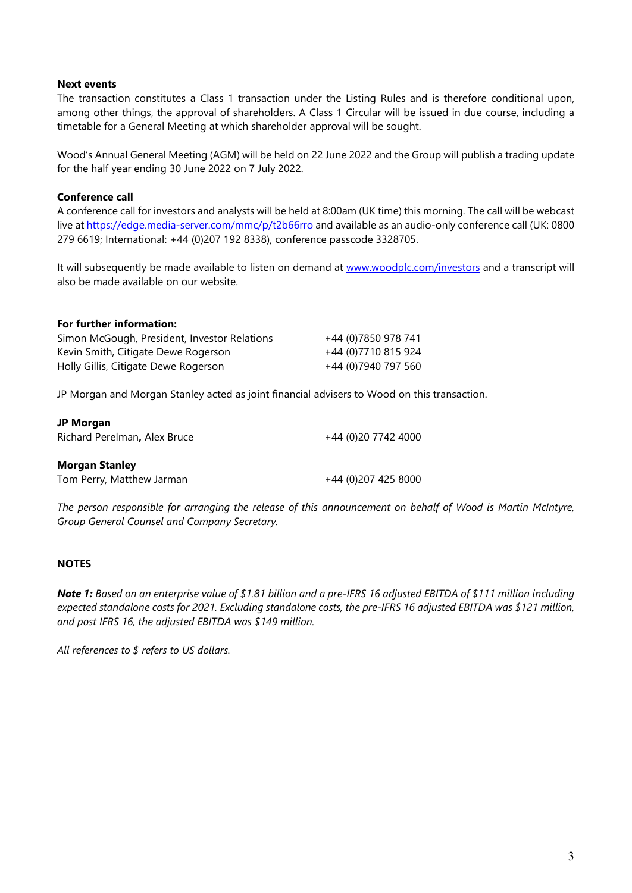**Next events**

The transaction constitutes a Class 1 transaction under the Listing Rules and is therefore conditional upon, among other things, the approval of shareholders. A Class 1 Circular will be issued in due course, including a timetable for a General Meeting at which shareholder approval will be sought.

Wood's Annual General Meeting (AGM) will be held on 22 June 2022 and the Group will publish a trading update for the half year ending 30 June 2022 on 7 July 2022.

**Conference call**

A conference call for investors and analysts will be held at 8:00am (UK time) this morning. The call will be webcast live at [https://edge.media-server.com/mmc/p/t2b66rro](https://edge.media-server.com/mmc/p/t2b66rro) and available as an audio-only conference call (UK: 0800 279 6619; International: +44 (0)207 192 8338), conference passcode 3328705.

It will subsequently be made available to listen on demand at [www.woodplc.com/investors](http://www.woodplc.com/investors) and a transcript will also be made available on our website.

**For further information:**

| | |
|---|---|
| Simon McGough, President, Investor Relations | +44 (0)7850 978 741 |
| Kevin Smith, Citigate Dewe Rogerson | +44 (0)7710 815 924 |
| Holly Gillis, Citigate Dewe Rogerson | +44 (0)7940 797 560 |

JP Morgan and Morgan Stanley acted as joint financial advisers to Wood on this transaction.

**JP Morgan**

Richard Perelman**,** Alex Bruce    +44 (0)20 7742 4000

**Morgan Stanley**

Tom Perry, Matthew Jarman    +44 (0)207 425 8000

*The person responsible for arranging the release of this announcement on behalf of Wood is Martin McIntyre, Group General Counsel and Company Secretary.*

**NOTES**

***Note 1:*** *Based on an enterprise value of $1.81 billion and a pre-IFRS 16 adjusted EBITDA of $111 million including expected standalone costs for 2021. Excluding standalone costs, the pre-IFRS 16 adjusted EBITDA was $121 million, and post IFRS 16, the adjusted EBITDA was $149 million.*

*All references to $ refers to US dollars.*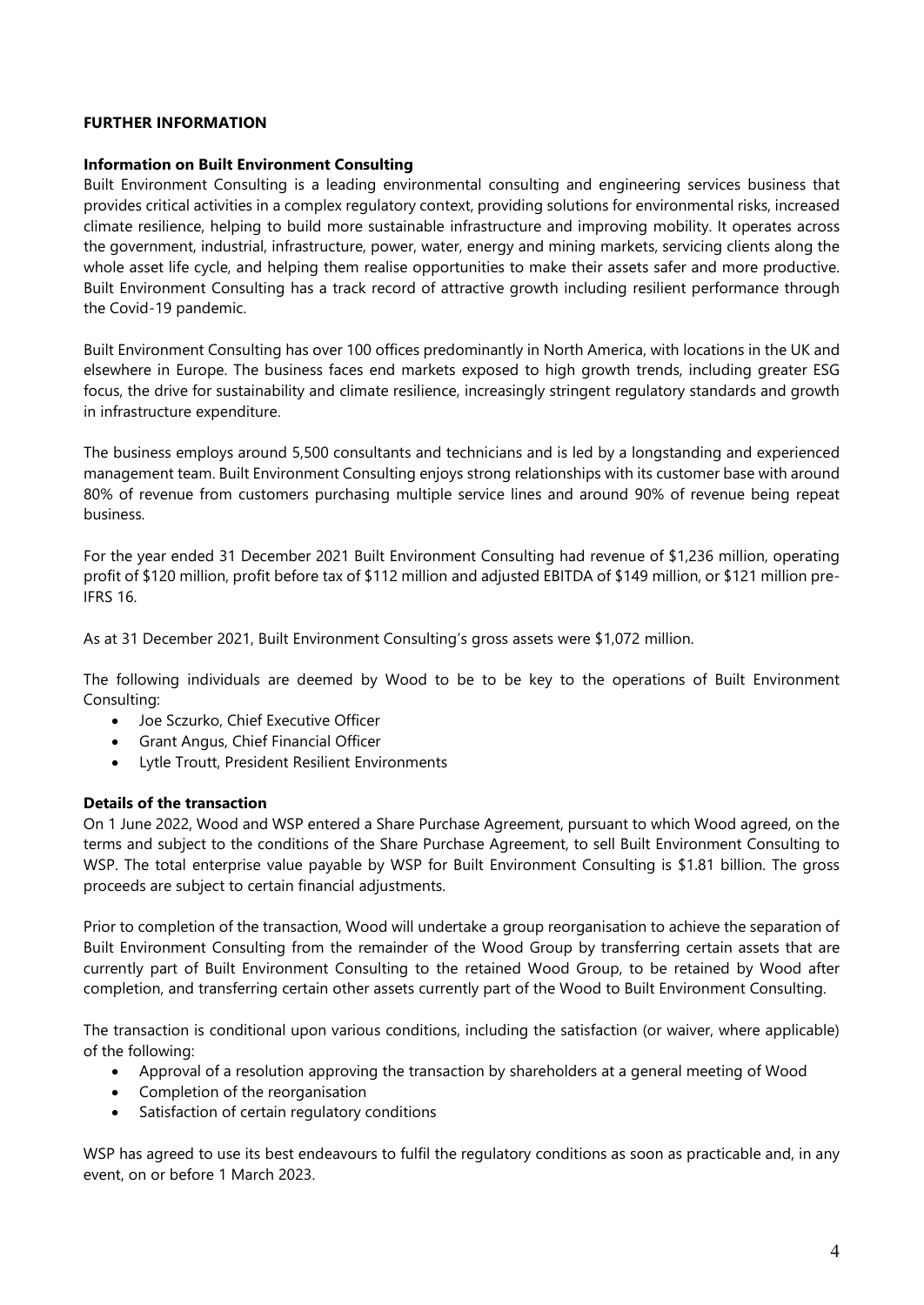**FURTHER INFORMATION**

**Information on Built Environment Consulting**

Built Environment Consulting is a leading environmental consulting and engineering services business that provides critical activities in a complex regulatory context, providing solutions for environmental risks, increased climate resilience, helping to build more sustainable infrastructure and improving mobility. It operates across the government, industrial, infrastructure, power, water, energy and mining markets, servicing clients along the whole asset life cycle, and helping them realise opportunities to make their assets safer and more productive. Built Environment Consulting has a track record of attractive growth including resilient performance through the Covid-19 pandemic.

Built Environment Consulting has over 100 offices predominantly in North America, with locations in the UK and elsewhere in Europe. The business faces end markets exposed to high growth trends, including greater ESG focus, the drive for sustainability and climate resilience, increasingly stringent regulatory standards and growth in infrastructure expenditure.

The business employs around 5,500 consultants and technicians and is led by a longstanding and experienced management team. Built Environment Consulting enjoys strong relationships with its customer base with around 80% of revenue from customers purchasing multiple service lines and around 90% of revenue being repeat business.

For the year ended 31 December 2021 Built Environment Consulting had revenue of $1,236 million, operating profit of $120 million, profit before tax of $112 million and adjusted EBITDA of $149 million, or $121 million pre-IFRS 16.

As at 31 December 2021, Built Environment Consulting's gross assets were $1,072 million.

The following individuals are deemed by Wood to be to be key to the operations of Built Environment Consulting:

- Joe Sczurko, Chief Executive Officer
- Grant Angus, Chief Financial Officer
- Lytle Troutt, President Resilient Environments

**Details of the transaction**

On 1 June 2022, Wood and WSP entered a Share Purchase Agreement, pursuant to which Wood agreed, on the terms and subject to the conditions of the Share Purchase Agreement, to sell Built Environment Consulting to WSP. The total enterprise value payable by WSP for Built Environment Consulting is $1.81 billion. The gross proceeds are subject to certain financial adjustments.

Prior to completion of the transaction, Wood will undertake a group reorganisation to achieve the separation of Built Environment Consulting from the remainder of the Wood Group by transferring certain assets that are currently part of Built Environment Consulting to the retained Wood Group, to be retained by Wood after completion, and transferring certain other assets currently part of the Wood to Built Environment Consulting.

The transaction is conditional upon various conditions, including the satisfaction (or waiver, where applicable) of the following:

- Approval of a resolution approving the transaction by shareholders at a general meeting of Wood
- Completion of the reorganisation
- Satisfaction of certain regulatory conditions

WSP has agreed to use its best endeavours to fulfil the regulatory conditions as soon as practicable and, in any event, on or before 1 March 2023.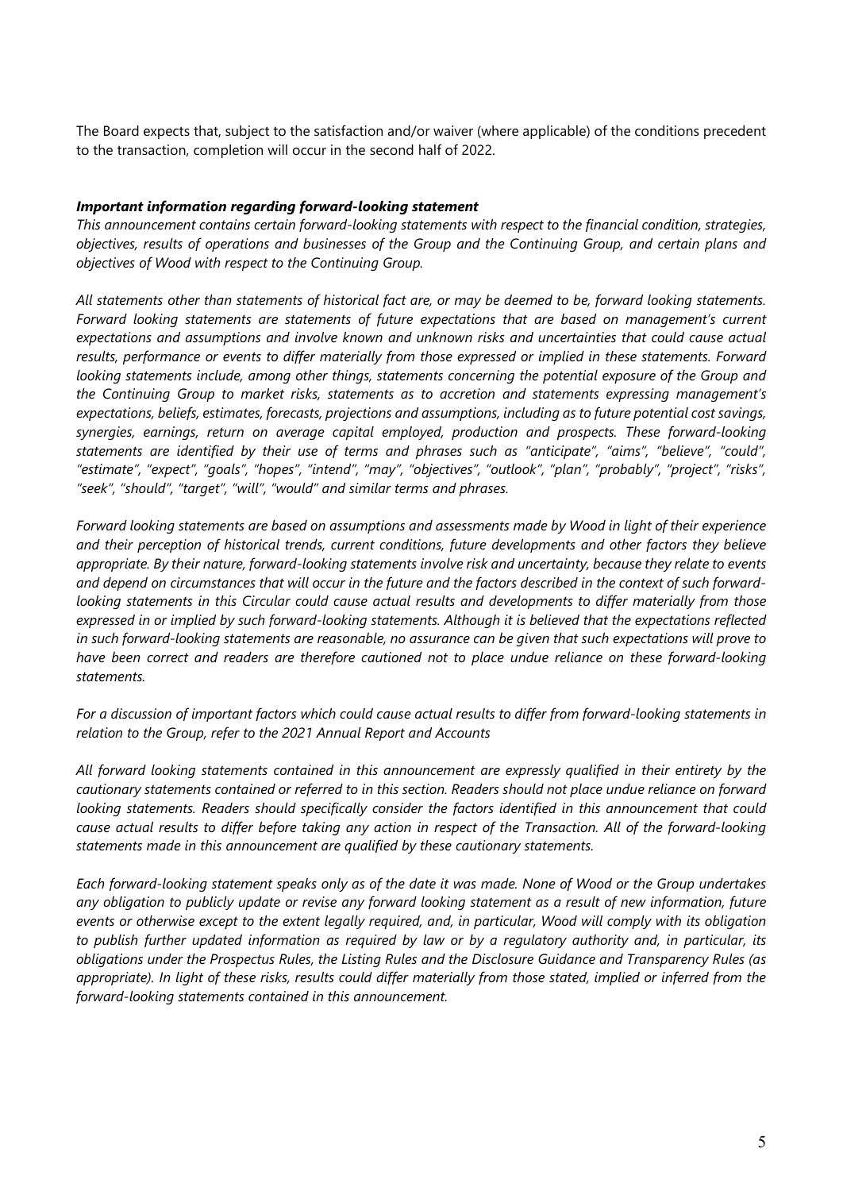The Board expects that, subject to the satisfaction and/or waiver (where applicable) of the conditions precedent to the transaction, completion will occur in the second half of 2022.

***Important information regarding forward-looking statement***

*This announcement contains certain forward-looking statements with respect to the financial condition, strategies, objectives, results of operations and businesses of the Group and the Continuing Group, and certain plans and objectives of Wood with respect to the Continuing Group.*

*All statements other than statements of historical fact are, or may be deemed to be, forward looking statements. Forward looking statements are statements of future expectations that are based on management's current expectations and assumptions and involve known and unknown risks and uncertainties that could cause actual results, performance or events to differ materially from those expressed or implied in these statements. Forward looking statements include, among other things, statements concerning the potential exposure of the Group and the Continuing Group to market risks, statements as to accretion and statements expressing management's expectations, beliefs, estimates, forecasts, projections and assumptions, including as to future potential cost savings, synergies, earnings, return on average capital employed, production and prospects. These forward-looking statements are identified by their use of terms and phrases such as "anticipate", "aims", "believe", "could", "estimate", "expect", "goals", "hopes", "intend", "may", "objectives", "outlook", "plan", "probably", "project", "risks", "seek", "should", "target", "will", "would" and similar terms and phrases.*

*Forward looking statements are based on assumptions and assessments made by Wood in light of their experience and their perception of historical trends, current conditions, future developments and other factors they believe appropriate. By their nature, forward-looking statements involve risk and uncertainty, because they relate to events and depend on circumstances that will occur in the future and the factors described in the context of such forward-looking statements in this Circular could cause actual results and developments to differ materially from those expressed in or implied by such forward-looking statements. Although it is believed that the expectations reflected in such forward-looking statements are reasonable, no assurance can be given that such expectations will prove to have been correct and readers are therefore cautioned not to place undue reliance on these forward-looking statements.*

*For a discussion of important factors which could cause actual results to differ from forward-looking statements in relation to the Group, refer to the 2021 Annual Report and Accounts*

*All forward looking statements contained in this announcement are expressly qualified in their entirety by the cautionary statements contained or referred to in this section. Readers should not place undue reliance on forward looking statements. Readers should specifically consider the factors identified in this announcement that could cause actual results to differ before taking any action in respect of the Transaction. All of the forward-looking statements made in this announcement are qualified by these cautionary statements.*

*Each forward-looking statement speaks only as of the date it was made. None of Wood or the Group undertakes any obligation to publicly update or revise any forward looking statement as a result of new information, future events or otherwise except to the extent legally required, and, in particular, Wood will comply with its obligation to publish further updated information as required by law or by a regulatory authority and, in particular, its obligations under the Prospectus Rules, the Listing Rules and the Disclosure Guidance and Transparency Rules (as appropriate). In light of these risks, results could differ materially from those stated, implied or inferred from the forward-looking statements contained in this announcement.*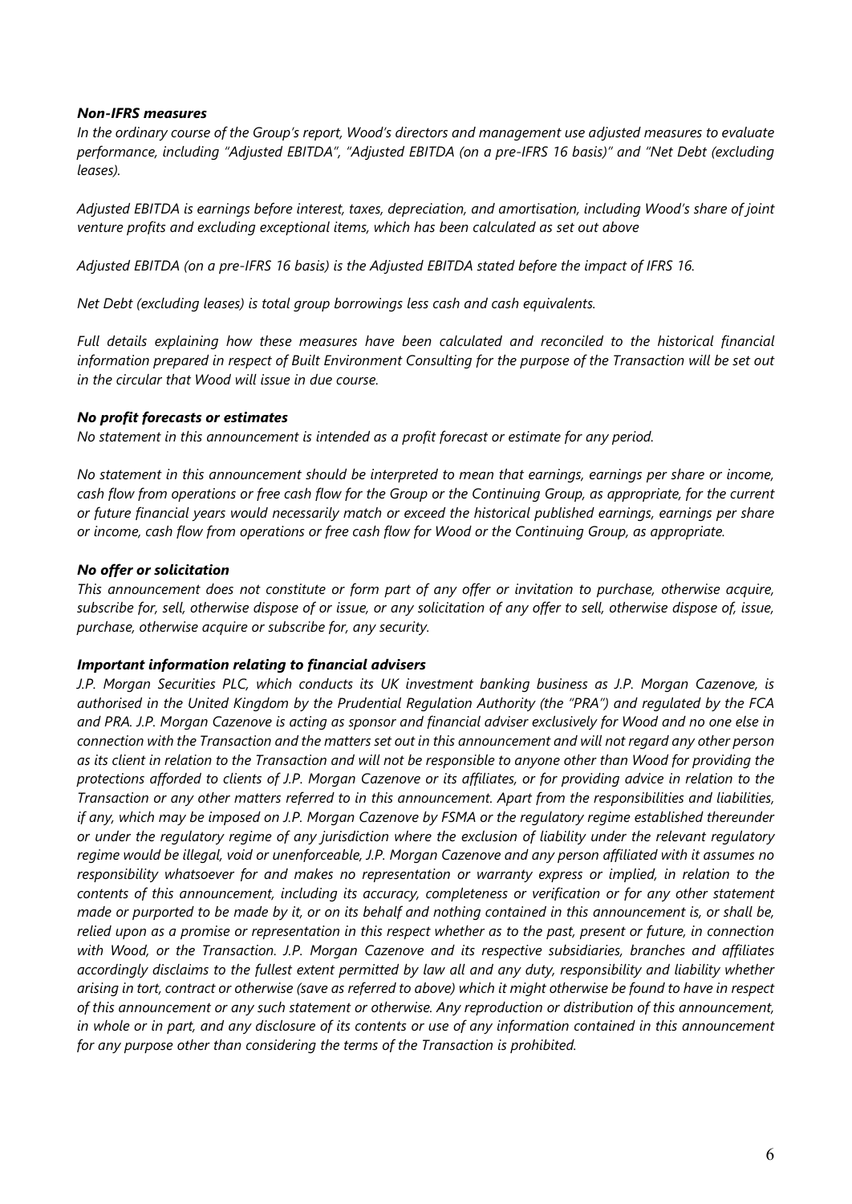***Non-IFRS measures***

*In the ordinary course of the Group's report, Wood's directors and management use adjusted measures to evaluate performance, including "Adjusted EBITDA", "Adjusted EBITDA (on a pre-IFRS 16 basis)" and "Net Debt (excluding leases).*

*Adjusted EBITDA is earnings before interest, taxes, depreciation, and amortisation, including Wood's share of joint venture profits and excluding exceptional items, which has been calculated as set out above*

*Adjusted EBITDA (on a pre-IFRS 16 basis) is the Adjusted EBITDA stated before the impact of IFRS 16.*

*Net Debt (excluding leases) is total group borrowings less cash and cash equivalents.*

*Full details explaining how these measures have been calculated and reconciled to the historical financial information prepared in respect of Built Environment Consulting for the purpose of the Transaction will be set out in the circular that Wood will issue in due course.*

***No profit forecasts or estimates***

*No statement in this announcement is intended as a profit forecast or estimate for any period.*

*No statement in this announcement should be interpreted to mean that earnings, earnings per share or income, cash flow from operations or free cash flow for the Group or the Continuing Group, as appropriate, for the current or future financial years would necessarily match or exceed the historical published earnings, earnings per share or income, cash flow from operations or free cash flow for Wood or the Continuing Group, as appropriate.*

***No offer or solicitation***

*This announcement does not constitute or form part of any offer or invitation to purchase, otherwise acquire, subscribe for, sell, otherwise dispose of or issue, or any solicitation of any offer to sell, otherwise dispose of, issue, purchase, otherwise acquire or subscribe for, any security.*

***Important information relating to financial advisers***

*J.P. Morgan Securities PLC, which conducts its UK investment banking business as J.P. Morgan Cazenove, is authorised in the United Kingdom by the Prudential Regulation Authority (the "PRA") and regulated by the FCA and PRA. J.P. Morgan Cazenove is acting as sponsor and financial adviser exclusively for Wood and no one else in connection with the Transaction and the matters set out in this announcement and will not regard any other person as its client in relation to the Transaction and will not be responsible to anyone other than Wood for providing the protections afforded to clients of J.P. Morgan Cazenove or its affiliates, or for providing advice in relation to the Transaction or any other matters referred to in this announcement. Apart from the responsibilities and liabilities, if any, which may be imposed on J.P. Morgan Cazenove by FSMA or the regulatory regime established thereunder or under the regulatory regime of any jurisdiction where the exclusion of liability under the relevant regulatory regime would be illegal, void or unenforceable, J.P. Morgan Cazenove and any person affiliated with it assumes no responsibility whatsoever for and makes no representation or warranty express or implied, in relation to the contents of this announcement, including its accuracy, completeness or verification or for any other statement made or purported to be made by it, or on its behalf and nothing contained in this announcement is, or shall be, relied upon as a promise or representation in this respect whether as to the past, present or future, in connection with Wood, or the Transaction. J.P. Morgan Cazenove and its respective subsidiaries, branches and affiliates accordingly disclaims to the fullest extent permitted by law all and any duty, responsibility and liability whether arising in tort, contract or otherwise (save as referred to above) which it might otherwise be found to have in respect of this announcement or any such statement or otherwise. Any reproduction or distribution of this announcement, in whole or in part, and any disclosure of its contents or use of any information contained in this announcement for any purpose other than considering the terms of the Transaction is prohibited.*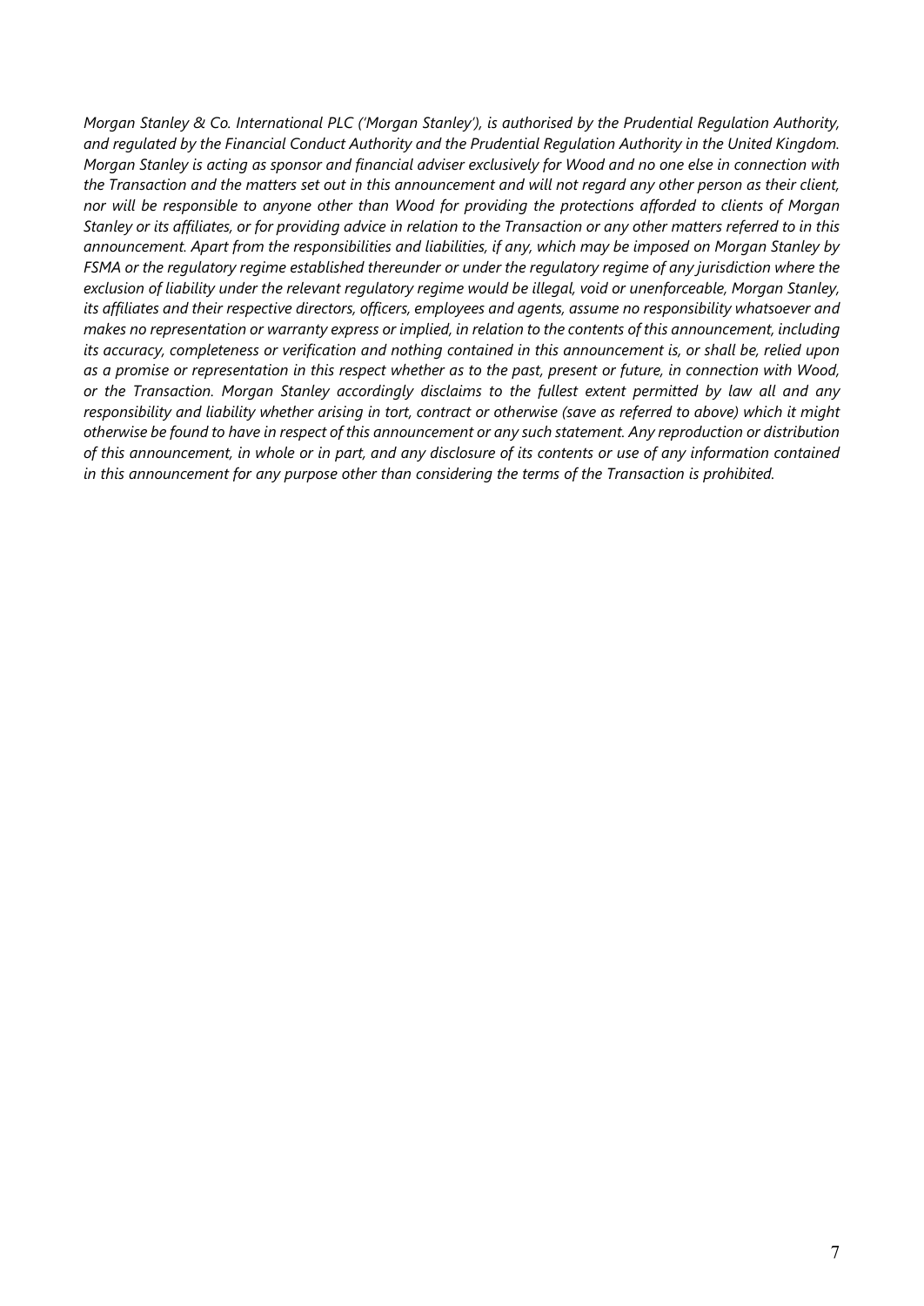*Morgan Stanley & Co. International PLC ('Morgan Stanley'), is authorised by the Prudential Regulation Authority, and regulated by the Financial Conduct Authority and the Prudential Regulation Authority in the United Kingdom. Morgan Stanley is acting as sponsor and financial adviser exclusively for Wood and no one else in connection with the Transaction and the matters set out in this announcement and will not regard any other person as their client, nor will be responsible to anyone other than Wood for providing the protections afforded to clients of Morgan Stanley or its affiliates, or for providing advice in relation to the Transaction or any other matters referred to in this announcement. Apart from the responsibilities and liabilities, if any, which may be imposed on Morgan Stanley by FSMA or the regulatory regime established thereunder or under the regulatory regime of any jurisdiction where the exclusion of liability under the relevant regulatory regime would be illegal, void or unenforceable, Morgan Stanley, its affiliates and their respective directors, officers, employees and agents, assume no responsibility whatsoever and makes no representation or warranty express or implied, in relation to the contents of this announcement, including its accuracy, completeness or verification and nothing contained in this announcement is, or shall be, relied upon as a promise or representation in this respect whether as to the past, present or future, in connection with Wood, or the Transaction. Morgan Stanley accordingly disclaims to the fullest extent permitted by law all and any responsibility and liability whether arising in tort, contract or otherwise (save as referred to above) which it might otherwise be found to have in respect of this announcement or any such statement. Any reproduction or distribution of this announcement, in whole or in part, and any disclosure of its contents or use of any information contained in this announcement for any purpose other than considering the terms of the Transaction is prohibited.*